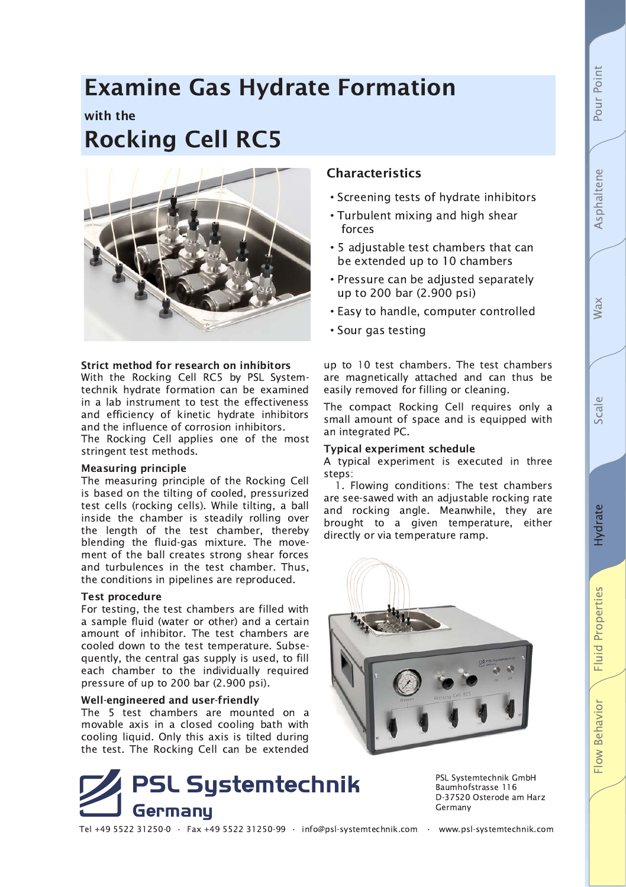# Examine Gas Hydrate Formation

### with the

# Rocking Cell RC5

## Characteristics

- Screening tests of hydrate inhibitors
- Turbulent mixing and high shear forces
- 5 adjustable test chambers that can be extended up to 10 chambers
- Pressure can be adjusted separately up to 200 bar (2.900 psi)
- Easy to handle, computer controlled
- Sour gas testing

### Strict method for research on inhibitors

With the Rocking Cell RC5 by PSL Systemtechnik hydrate formation can be examined in a lab instrument to test the effectiveness and efficiency of kinetic hydrate inhibitors and the influence of corrosion inhibitors.
The Rocking Cell applies one of the most stringent test methods.

### Measuring principle

The measuring principle of the Rocking Cell is based on the tilting of cooled, pressurized test cells (rocking cells). While tilting, a ball inside the chamber is steadily rolling over the length of the test chamber, thereby blending the fluid-gas mixture. The movement of the ball creates strong shear forces and turbulences in the test chamber. Thus, the conditions in pipelines are reproduced.

### Test procedure

For testing, the test chambers are filled with a sample fluid (water or other) and a certain amount of inhibitor. The test chambers are cooled down to the test temperature. Subsequently, the central gas supply is used, to fill each chamber to the individually required pressure of up to 200 bar (2.900 psi).

### Well-engineered and user-friendly

The 5 test chambers are mounted on a movable axis in a closed cooling bath with cooling liquid. Only this axis is tilted during the test. The Rocking Cell can be extended up to 10 test chambers. The test chambers are magnetically attached and can thus be easily removed for filling or cleaning.

The compact Rocking Cell requires only a small amount of space and is equipped with an integrated PC.

### Typical experiment schedule

A typical experiment is executed in three steps:

1. Flowing conditions: The test chambers are see-sawed with an adjustable rocking rate and rocking angle. Meanwhile, they are brought to a given temperature, either directly or via temperature ramp.

**PSL Systemtechnik**
**Germany**

PSL Systemtechnik GmbH
Baumhofstrasse 116
D-37520 Osterode am Harz
Germany

Tel +49 5522 31250-0 · Fax +49 5522 31250-99 · info@psl-systemtechnik.com · www.psl-systemtechnik.com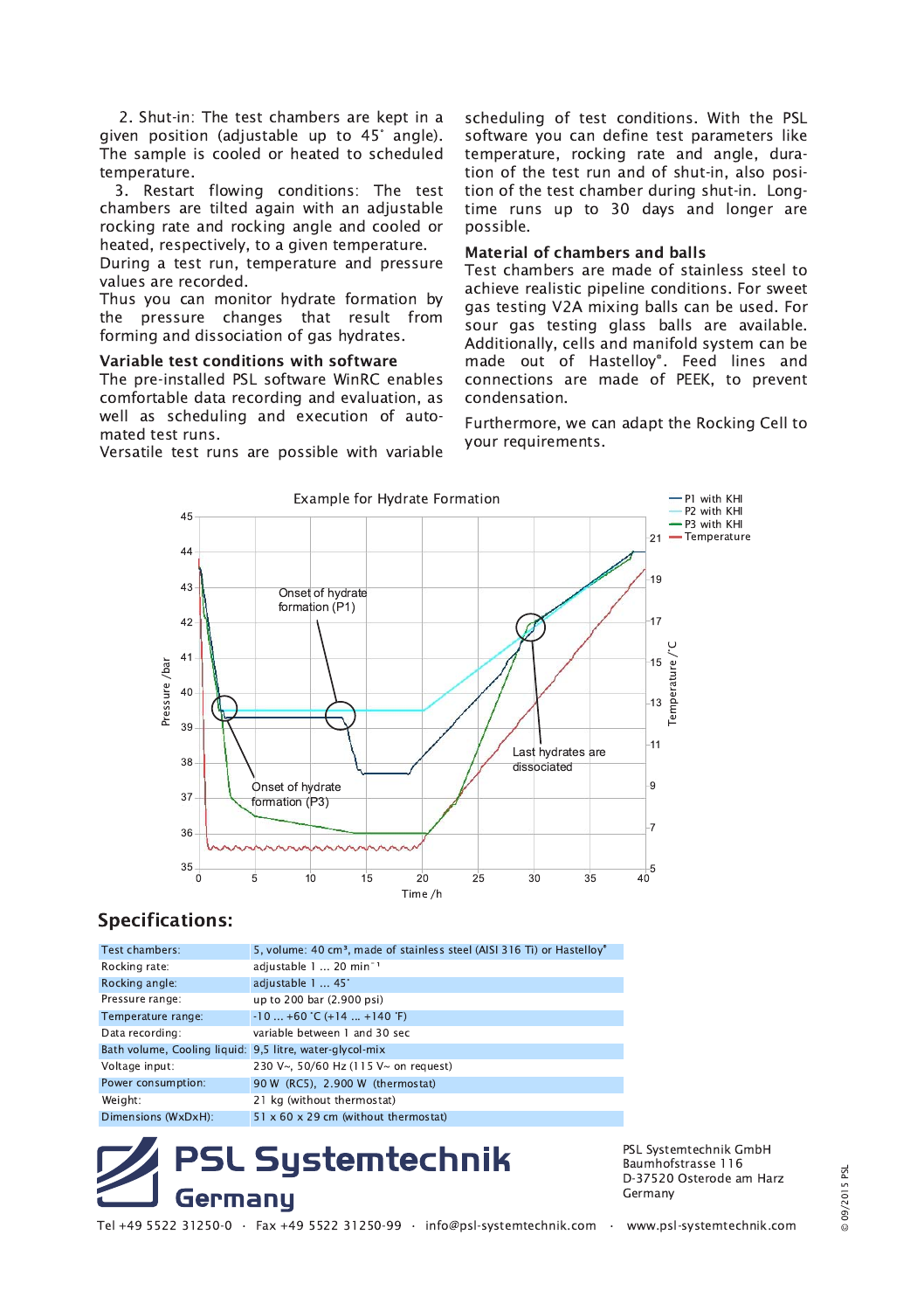2. Shut-in: The test chambers are kept in a given position (adjustable up to 45° angle). The sample is cooled or heated to scheduled temperature.

3. Restart flowing conditions: The test chambers are tilted again with an adjustable rocking rate and rocking angle and cooled or heated, respectively, to a given temperature.

During a test run, temperature and pressure values are recorded.

Thus you can monitor hydrate formation by the pressure changes that result from forming and dissociation of gas hydrates.

### Variable test conditions with software

The pre-installed PSL software WinRC enables comfortable data recording and evaluation, as well as scheduling and execution of automated test runs.

Versatile test runs are possible with variable scheduling of test conditions. With the PSL software you can define test parameters like temperature, rocking rate and angle, duration of the test run and of shut-in, also position of the test chamber during shut-in. Long-time runs up to 30 days and longer are possible.

### Material of chambers and balls

Test chambers are made of stainless steel to achieve realistic pipeline conditions. For sweet gas testing V2A mixing balls can be used. For sour gas testing glass balls are available. Additionally, cells and manifold system can be made out of Hastelloy®. Feed lines and connections are made of PEEK, to prevent condensation.

Furthermore, we can adapt the Rocking Cell to your requirements.

Example for Hydrate Formation

P1 with KHI
P2 with KHI
P3 with KHI
Temperature

Pressure /bar
45
44
43
42
41
40
39
38
37
36
35

Temperature /°C
21
19
17
15
13
11
9
7
5

Time /h
0 5 10 15 20 25 30 35 40

Onset of hydrate formation (P1)

Onset of hydrate formation (P3)

Last hydrates are dissociated

## Specifications:

| | |
|---|---|
| Test chambers: | 5, volume: 40 cm³, made of stainless steel (AISI 316 Ti) or Hastelloy® |
| Rocking rate: | adjustable 1 ... 20 min⁻¹ |
| Rocking angle: | adjustable 1 ... 45° |
| Pressure range: | up to 200 bar (2.900 psi) |
| Temperature range: | -10 ... +60 °C (+14 ... +140 °F) |
| Data recording: | variable between 1 and 30 sec |
| Bath volume, Cooling liquid: | 9,5 litre, water-glycol-mix |
| Voltage input: | 230 V~, 50/60 Hz (115 V~ on request) |
| Power consumption: | 90 W (RC5), 2.900 W (thermostat) |
| Weight: | 21 kg (without thermostat) |
| Dimensions (WxDxH): | 51 x 60 x 29 cm (without thermostat) |

**PSL Systemtechnik Germany**

PSL Systemtechnik GmbH
Baumhofstrasse 116
D-37520 Osterode am Harz
Germany

Tel +49 5522 31250-0 · Fax +49 5522 31250-99 · info@psl-systemtechnik.com · www.psl-systemtechnik.com

© 09/2015 PSL